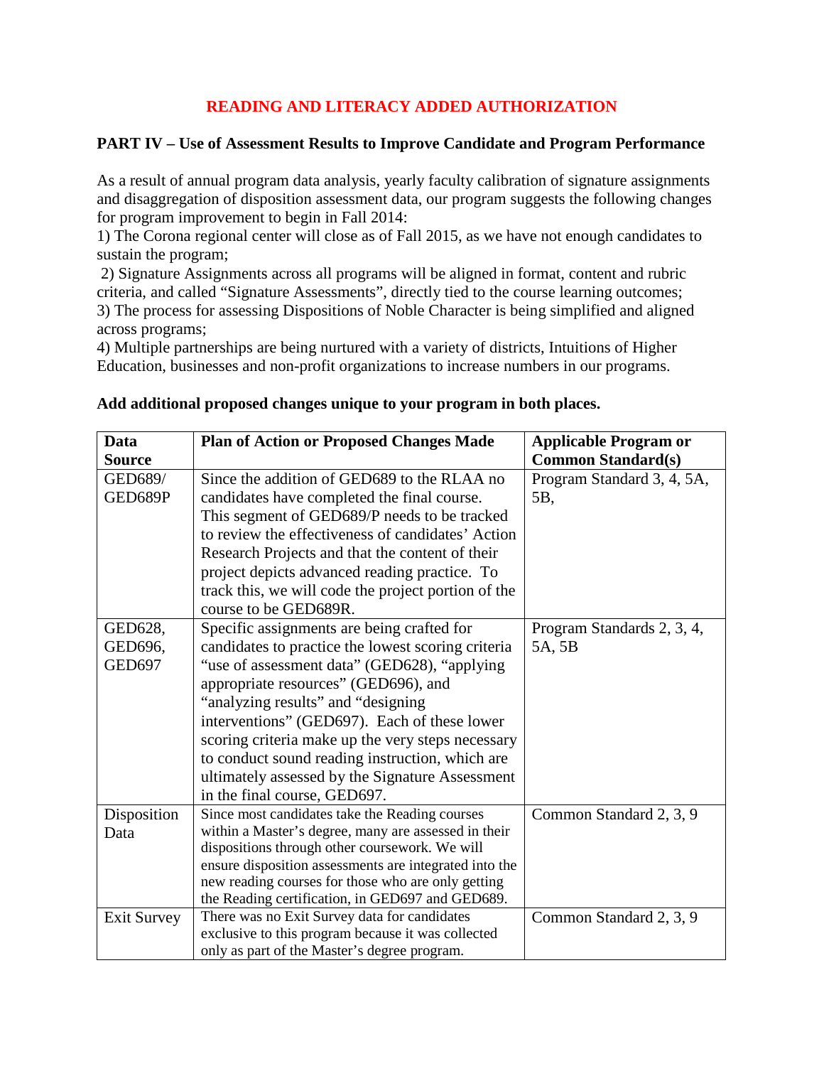# READING AND LITERACY ADDED AUTHORIZATION

## PART IV – Use of Assessment Results to Improve Candidate and Program Performance

As a result of annual program data analysis, yearly faculty calibration of signature assignments and disaggregation of disposition assessment data, our program suggests the following changes for program improvement to begin in Fall 2014:

1) The Corona regional center will close as of Fall 2015, as we have not enough candidates to sustain the program;

2) Signature Assignments across all programs will be aligned in format, content and rubric criteria, and called "Signature Assessments", directly tied to the course learning outcomes;

3) The process for assessing Dispositions of Noble Character is being simplified and aligned across programs;

4) Multiple partnerships are being nurtured with a variety of districts, Intuitions of Higher Education, businesses and non-profit organizations to increase numbers in our programs.

**Add additional proposed changes unique to your program in both places.**

| Data Source | Plan of Action or Proposed Changes Made | Applicable Program or Common Standard(s) |
|---|---|---|
| GED689/ GED689P | Since the addition of GED689 to the RLAA no candidates have completed the final course. This segment of GED689/P needs to be tracked to review the effectiveness of candidates' Action Research Projects and that the content of their project depicts advanced reading practice. To track this, we will code the project portion of the course to be GED689R. | Program Standard 3, 4, 5A, 5B, |
| GED628, GED696, GED697 | Specific assignments are being crafted for candidates to practice the lowest scoring criteria "use of assessment data" (GED628), "applying appropriate resources" (GED696), and "analyzing results" and "designing interventions" (GED697). Each of these lower scoring criteria make up the very steps necessary to conduct sound reading instruction, which are ultimately assessed by the Signature Assessment in the final course, GED697. | Program Standards 2, 3, 4, 5A, 5B |
| Disposition Data | Since most candidates take the Reading courses within a Master's degree, many are assessed in their dispositions through other coursework. We will ensure disposition assessments are integrated into the new reading courses for those who are only getting the Reading certification, in GED697 and GED689. | Common Standard 2, 3, 9 |
| Exit Survey | There was no Exit Survey data for candidates exclusive to this program because it was collected only as part of the Master's degree program. | Common Standard 2, 3, 9 |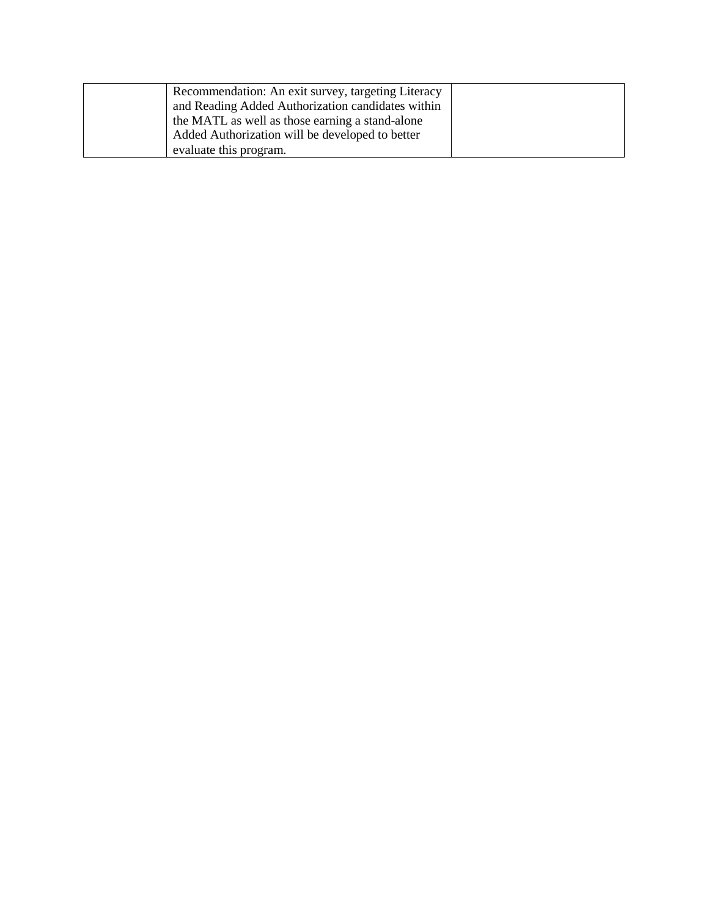| | | |
|---|---|---|
| | Recommendation: An exit survey, targeting Literacy and Reading Added Authorization candidates within the MATL as well as those earning a stand-alone Added Authorization will be developed to better evaluate this program. | |